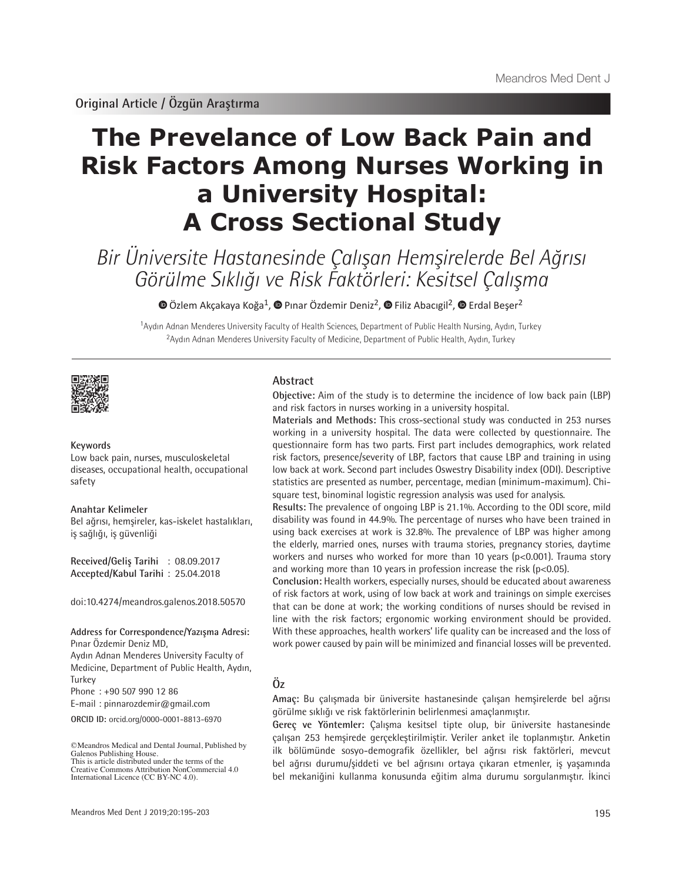Original Article / Özgün Araştırma

# The Prevelance of Low Back Pain and Risk Factors Among Nurses Working in a University Hospital: A Cross Sectional Study

## *Bir Üniversite Hastanesinde Çalışan Hemşirelerde Bel Ağrısı Görülme Sıklığı ve Risk Faktörleri: Kesitsel Çalışma*

Özlem Akçakaya Koğa[1], Pınar Özdemir Deniz[2], Filiz Abacıgil[2], Erdal Beşer[2]

[1]Aydın Adnan Menderes University Faculty of Health Sciences, Department of Public Health Nursing, Aydın, Turkey
[2]Aydın Adnan Menderes University Faculty of Medicine, Department of Public Health, Aydın, Turkey

**Keywords**
Low back pain, nurses, musculoskeletal diseases, occupational health, occupational safety

**Anahtar Kelimeler**
Bel ağrısı, hemşireler, kas-iskelet hastalıkları, iş sağlığı, iş güvenliği

**Received/Geliş Tarihi** : 08.09.2017
**Accepted/Kabul Tarihi** : 25.04.2018

doi:10.4274/meandros.galenos.2018.50570

**Address for Correspondence/Yazışma Adresi:**
Pınar Özdemir Deniz MD,
Aydın Adnan Menderes University Faculty of Medicine, Department of Public Health, Aydın, Turkey
Phone : +90 507 990 12 86
E-mail : pinnarozdemir@gmail.com

**ORCID ID:** orcid.org/0000-0001-8813-6970

©Meandros Medical and Dental Journal, Published by Galenos Publishing House.
This is article distributed under the terms of the Creative Commons Attribution NonCommercial 4.0 International Licence (CC BY-NC 4.0).

## Abstract

**Objective:** Aim of the study is to determine the incidence of low back pain (LBP) and risk factors in nurses working in a university hospital.

**Materials and Methods:** This cross-sectional study was conducted in 253 nurses working in a university hospital. The data were collected by questionnaire. The questionnaire form has two parts. First part includes demographics, work related risk factors, presence/severity of LBP, factors that cause LBP and training in using low back at work. Second part includes Oswestry Disability index (ODI). Descriptive statistics are presented as number, percentage, median (minimum-maximum). Chi-square test, binominal logistic regression analysis was used for analysis.

**Results:** The prevalence of ongoing LBP is 21.1%. According to the ODI score, mild disability was found in 44.9%. The percentage of nurses who have been trained in using back exercises at work is 32.8%. The prevalence of LBP was higher among the elderly, married ones, nurses with trauma stories, pregnancy stories, daytime workers and nurses who worked for more than 10 years ($p<0.001$). Trauma story and working more than 10 years in profession increase the risk ($p<0.05$).

**Conclusion:** Health workers, especially nurses, should be educated about awareness of risk factors at work, using of low back at work and trainings on simple exercises that can be done at work; the working conditions of nurses should be revised in line with the risk factors; ergonomic working environment should be provided. With these approaches, health workers' life quality can be increased and the loss of work power caused by pain will be minimized and financial losses will be prevented.

## Öz

**Amaç:** Bu çalışmada bir üniversite hastanesinde çalışan hemşirelerde bel ağrısı görülme sıklığı ve risk faktörlerinin belirlenmesi amaçlanmıştır.

**Gereç ve Yöntemler:** Çalışma kesitsel tipte olup, bir üniversite hastanesinde çalışan 253 hemşirede gerçekleştirilmiştir. Veriler anket ile toplanmıştır. Anketin ilk bölümünde sosyo-demografik özellikler, bel ağrısı risk faktörleri, mevcut bel ağrısı durumu/şiddeti ve bel ağrısını ortaya çıkaran etmenler, iş yaşamında bel mekaniğini kullanma konusunda eğitim alma durumu sorgulanmıştır. İkinci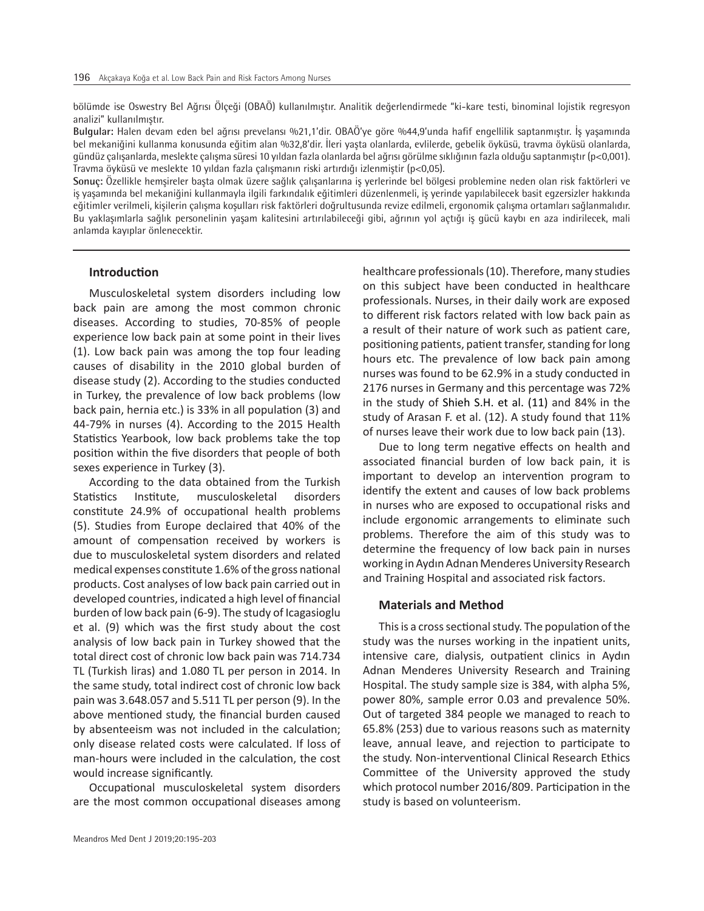bölümde ise Oswestry Bel Ağrısı Ölçeği (OBAÖ) kullanılmıştır. Analitik değerlendirmede "ki-kare testi, binominal lojistik regresyon analizi" kullanılmıştır.

**Bulgular:** Halen devam eden bel ağrısı prevelansı %21,1'dir. OBAÖ'ye göre %44,9'unda hafif engellilik saptanmıştır. İş yaşamında bel mekaniğini kullanma konusunda eğitim alan %32,8'dir. İleri yaşta olanlarda, evlilerde, gebelik öyküsü, travma öyküsü olanlarda, gündüz çalışanlarda, meslekte çalışma süresi 10 yıldan fazla olanlarda bel ağrısı görülme sıklığının fazla olduğu saptanmıştır (p<0,001). Travma öyküsü ve meslekte 10 yıldan fazla çalışmanın riski artırdığı izlenmiştir (p<0,05).

**Sonuç:** Özellikle hemşireler başta olmak üzere sağlık çalışanlarına iş yerlerinde bel bölgesi problemine neden olan risk faktörleri ve iş yaşamında bel mekaniğini kullanmayla ilgili farkındalık eğitimleri düzenlenmeli, iş yerinde yapılabilecek basit egzersizler hakkında eğitimler verilmeli, kişilerin çalışma koşulları risk faktörleri doğrultusunda revize edilmeli, ergonomik çalışma ortamları sağlanmalıdır. Bu yaklaşımlarla sağlık personelinin yaşam kalitesini artırılabileceği gibi, ağrının yol açtığı iş gücü kaybı en aza indirilecek, mali anlamda kayıplar önlenecektir.

## Introduction

Musculoskeletal system disorders including low back pain are among the most common chronic diseases. According to studies, 70-85% of people experience low back pain at some point in their lives (1). Low back pain was among the top four leading causes of disability in the 2010 global burden of disease study (2). According to the studies conducted in Turkey, the prevalence of low back problems (low back pain, hernia etc.) is 33% in all population (3) and 44-79% in nurses (4). According to the 2015 Health Statistics Yearbook, low back problems take the top position within the five disorders that people of both sexes experience in Turkey (3).

According to the data obtained from the Turkish Statistics Institute, musculoskeletal disorders constitute 24.9% of occupational health problems (5). Studies from Europe declaired that 40% of the amount of compensation received by workers is due to musculoskeletal system disorders and related medical expenses constitute 1.6% of the gross national products. Cost analyses of low back pain carried out in developed countries, indicated a high level of financial burden of low back pain (6-9). The study of Icagasioglu et al. (9) which was the first study about the cost analysis of low back pain in Turkey showed that the total direct cost of chronic low back pain was 714.734 TL (Turkish liras) and 1.080 TL per person in 2014. In the same study, total indirect cost of chronic low back pain was 3.648.057 and 5.511 TL per person (9). In the above mentioned study, the financial burden caused by absenteeism was not included in the calculation; only disease related costs were calculated. If loss of man-hours were included in the calculation, the cost would increase significantly.

Occupational musculoskeletal system disorders are the most common occupational diseases among healthcare professionals (10). Therefore, many studies on this subject have been conducted in healthcare professionals. Nurses, in their daily work are exposed to different risk factors related with low back pain as a result of their nature of work such as patient care, positioning patients, patient transfer, standing for long hours etc. The prevalence of low back pain among nurses was found to be 62.9% in a study conducted in 2176 nurses in Germany and this percentage was 72% in the study of Shieh S.H. et al. (11) and 84% in the study of Arasan F. et al. (12). A study found that 11% of nurses leave their work due to low back pain (13).

Due to long term negative effects on health and associated financial burden of low back pain, it is important to develop an intervention program to identify the extent and causes of low back problems in nurses who are exposed to occupational risks and include ergonomic arrangements to eliminate such problems. Therefore the aim of this study was to determine the frequency of low back pain in nurses working in Aydın Adnan Menderes University Research and Training Hospital and associated risk factors.

## Materials and Method

This is a cross sectional study. The population of the study was the nurses working in the inpatient units, intensive care, dialysis, outpatient clinics in Aydın Adnan Menderes University Research and Training Hospital. The study sample size is 384, with alpha 5%, power 80%, sample error 0.03 and prevalence 50%. Out of targeted 384 people we managed to reach to 65.8% (253) due to various reasons such as maternity leave, annual leave, and rejection to participate to the study. Non-interventional Clinical Research Ethics Committee of the University approved the study which protocol number 2016/809. Participation in the study is based on volunteerism.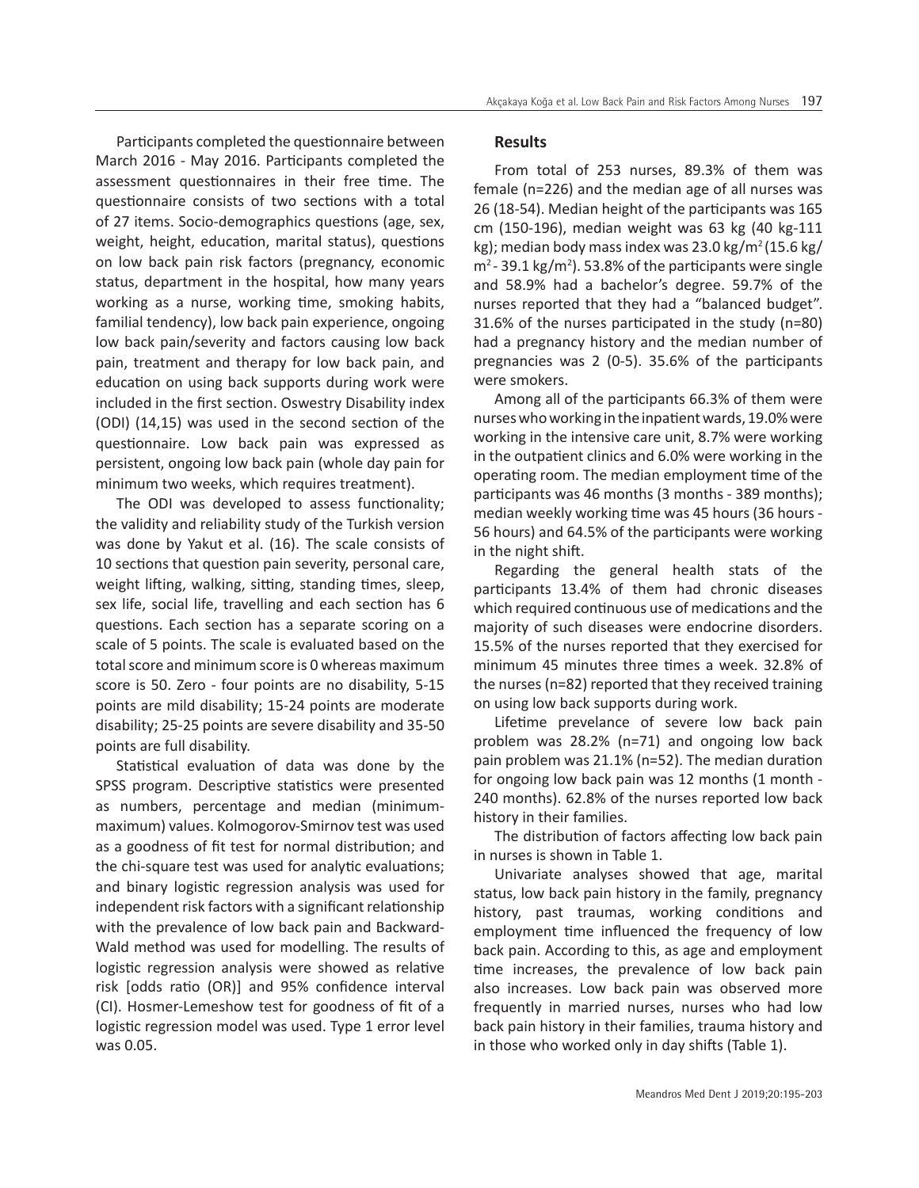Participants completed the questionnaire between March 2016 - May 2016. Participants completed the assessment questionnaires in their free time. The questionnaire consists of two sections with a total of 27 items. Socio-demographics questions (age, sex, weight, height, education, marital status), questions on low back pain risk factors (pregnancy, economic status, department in the hospital, how many years working as a nurse, working time, smoking habits, familial tendency), low back pain experience, ongoing low back pain/severity and factors causing low back pain, treatment and therapy for low back pain, and education on using back supports during work were included in the first section. Oswestry Disability index (ODI) (14,15) was used in the second section of the questionnaire. Low back pain was expressed as persistent, ongoing low back pain (whole day pain for minimum two weeks, which requires treatment).

The ODI was developed to assess functionality; the validity and reliability study of the Turkish version was done by Yakut et al. (16). The scale consists of 10 sections that question pain severity, personal care, weight lifting, walking, sitting, standing times, sleep, sex life, social life, travelling and each section has 6 questions. Each section has a separate scoring on a scale of 5 points. The scale is evaluated based on the total score and minimum score is 0 whereas maximum score is 50. Zero - four points are no disability, 5-15 points are mild disability; 15-24 points are moderate disability; 25-25 points are severe disability and 35-50 points are full disability.

Statistical evaluation of data was done by the SPSS program. Descriptive statistics were presented as numbers, percentage and median (minimum-maximum) values. Kolmogorov-Smirnov test was used as a goodness of fit test for normal distribution; and the chi-square test was used for analytic evaluations; and binary logistic regression analysis was used for independent risk factors with a significant relationship with the prevalence of low back pain and Backward-Wald method was used for modelling. The results of logistic regression analysis were showed as relative risk [odds ratio (OR)] and 95% confidence interval (CI). Hosmer-Lemeshow test for goodness of fit of a logistic regression model was used. Type 1 error level was 0.05.

## Results

From total of 253 nurses, 89.3% of them was female (n=226) and the median age of all nurses was 26 (18-54). Median height of the participants was 165 cm (150-196), median weight was 63 kg (40 kg-111 kg); median body mass index was 23.0 kg/m$^2$ (15.6 kg/m$^2$ - 39.1 kg/m$^2$). 53.8% of the participants were single and 58.9% had a bachelor's degree. 59.7% of the nurses reported that they had a "balanced budget". 31.6% of the nurses participated in the study (n=80) had a pregnancy history and the median number of pregnancies was 2 (0-5). 35.6% of the participants were smokers.

Among all of the participants 66.3% of them were nurses who working in the inpatient wards, 19.0% were working in the intensive care unit, 8.7% were working in the outpatient clinics and 6.0% were working in the operating room. The median employment time of the participants was 46 months (3 months - 389 months); median weekly working time was 45 hours (36 hours - 56 hours) and 64.5% of the participants were working in the night shift.

Regarding the general health stats of the participants 13.4% of them had chronic diseases which required continuous use of medications and the majority of such diseases were endocrine disorders. 15.5% of the nurses reported that they exercised for minimum 45 minutes three times a week. 32.8% of the nurses (n=82) reported that they received training on using low back supports during work.

Lifetime prevelance of severe low back pain problem was 28.2% (n=71) and ongoing low back pain problem was 21.1% (n=52). The median duration for ongoing low back pain was 12 months (1 month - 240 months). 62.8% of the nurses reported low back history in their families.

The distribution of factors affecting low back pain in nurses is shown in Table 1.

Univariate analyses showed that age, marital status, low back pain history in the family, pregnancy history, past traumas, working conditions and employment time influenced the frequency of low back pain. According to this, as age and employment time increases, the prevalence of low back pain also increases. Low back pain was observed more frequently in married nurses, nurses who had low back pain history in their families, trauma history and in those who worked only in day shifts (Table 1).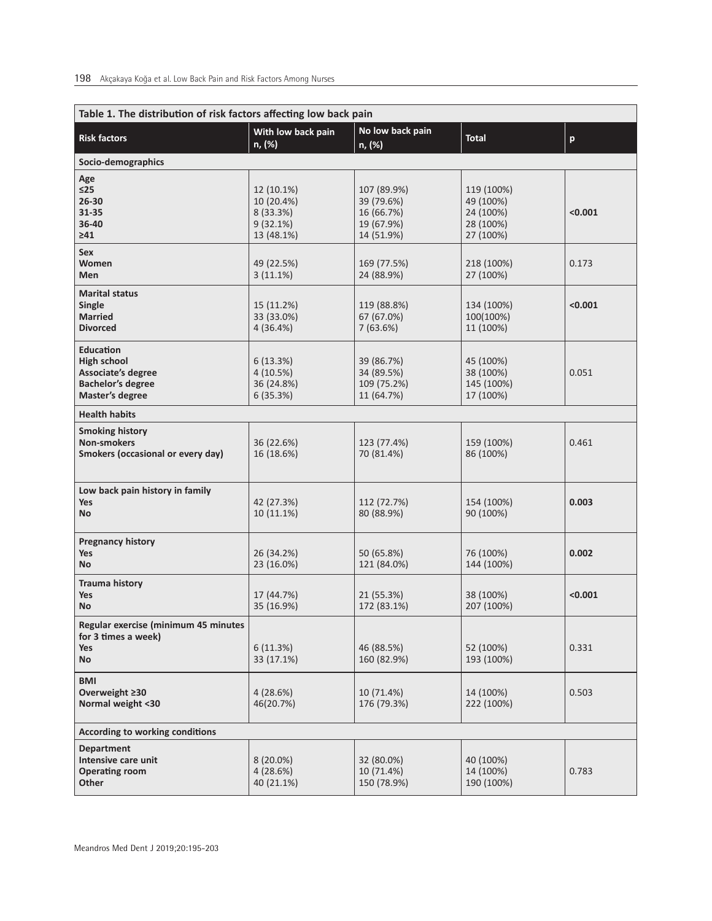**Table 1. The distribution of risk factors affecting low back pain**

| Risk factors | With low back pain n, (%) | No low back pain n, (%) | Total | p |
|---|---|---|---|---|
| **Socio-demographics** | | | | |
| **Age** | | | | |
| **≤25** | 12 (10.1%) | 107 (89.9%) | 119 (100%) | **<0.001** |
| **26-30** | 10 (20.4%) | 39 (79.6%) | 49 (100%) | |
| **31-35** | 8 (33.3%) | 16 (66.7%) | 24 (100%) | |
| **36-40** | 9 (32.1%) | 19 (67.9%) | 28 (100%) | |
| **≥41** | 13 (48.1%) | 14 (51.9%) | 27 (100%) | |
| **Sex** | | | | |
| **Women** | 49 (22.5%) | 169 (77.5%) | 218 (100%) | 0.173 |
| **Men** | 3 (11.1%) | 24 (88.9%) | 27 (100%) | |
| **Marital status** | | | | |
| **Single** | 15 (11.2%) | 119 (88.8%) | 134 (100%) | **<0.001** |
| **Married** | 33 (33.0%) | 67 (67.0%) | 100(100%) | |
| **Divorced** | 4 (36.4%) | 7 (63.6%) | 11 (100%) | |
| **Education** | | | | |
| **High school** | 6 (13.3%) | 39 (86.7%) | 45 (100%) | 0.051 |
| **Associate's degree** | 4 (10.5%) | 34 (89.5%) | 38 (100%) | |
| **Bachelor's degree** | 36 (24.8%) | 109 (75.2%) | 145 (100%) | |
| **Master's degree** | 6 (35.3%) | 11 (64.7%) | 17 (100%) | |
| **Health habits** | | | | |
| **Smoking history** | | | | |
| **Non-smokers** | 36 (22.6%) | 123 (77.4%) | 159 (100%) | 0.461 |
| **Smokers (occasional or every day)** | 16 (18.6%) | 70 (81.4%) | 86 (100%) | |
| **Low back pain history in family** | | | | |
| **Yes** | 42 (27.3%) | 112 (72.7%) | 154 (100%) | **0.003** |
| **No** | 10 (11.1%) | 80 (88.9%) | 90 (100%) | |
| **Pregnancy history** | | | | |
| **Yes** | 26 (34.2%) | 50 (65.8%) | 76 (100%) | **0.002** |
| **No** | 23 (16.0%) | 121 (84.0%) | 144 (100%) | |
| **Trauma history** | | | | |
| **Yes** | 17 (44.7%) | 21 (55.3%) | 38 (100%) | **<0.001** |
| **No** | 35 (16.9%) | 172 (83.1%) | 207 (100%) | |
| **Regular exercise (minimum 45 minutes for 3 times a week)** | | | | |
| **Yes** | 6 (11.3%) | 46 (88.5%) | 52 (100%) | 0.331 |
| **No** | 33 (17.1%) | 160 (82.9%) | 193 (100%) | |
| **BMI** | | | | |
| **Overweight ≥30** | 4 (28.6%) | 10 (71.4%) | 14 (100%) | 0.503 |
| **Normal weight <30** | 46(20.7%) | 176 (79.3%) | 222 (100%) | |
| **According to working conditions** | | | | |
| **Department** | | | | |
| **Intensive care unit** | 8 (20.0%) | 32 (80.0%) | 40 (100%) | 0.783 |
| **Operating room** | 4 (28.6%) | 10 (71.4%) | 14 (100%) | |
| **Other** | 40 (21.1%) | 150 (78.9%) | 190 (100%) | |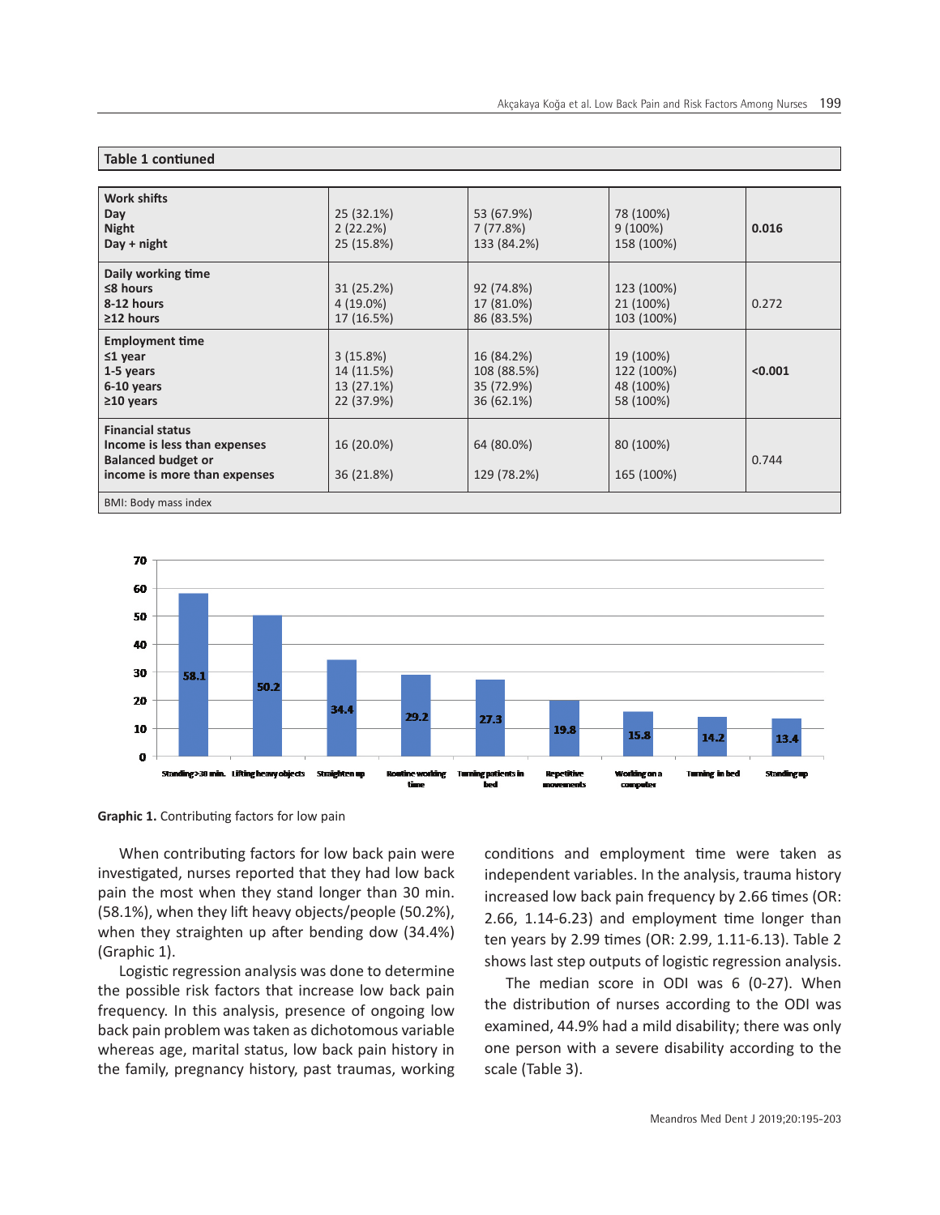**Table 1 contiuned**

| | | | | |
|---|---|---|---|---|
| **Work shifts** | | | | |
| **Day** | 25 (32.1%) | 53 (67.9%) | 78 (100%) | **0.016** |
| **Night** | 2 (22.2%) | 7 (77.8%) | 9 (100%) | |
| **Day + night** | 25 (15.8%) | 133 (84.2%) | 158 (100%) | |
| **Daily working time** | | | | |
| **≤8 hours** | 31 (25.2%) | 92 (74.8%) | 123 (100%) | 0.272 |
| **8-12 hours** | 4 (19.0%) | 17 (81.0%) | 21 (100%) | |
| **≥12 hours** | 17 (16.5%) | 86 (83.5%) | 103 (100%) | |
| **Employment time** | | | | |
| **≤1 year** | 3 (15.8%) | 16 (84.2%) | 19 (100%) | **<0.001** |
| **1-5 years** | 14 (11.5%) | 108 (88.5%) | 122 (100%) | |
| **6-10 years** | 13 (27.1%) | 35 (72.9%) | 48 (100%) | |
| **≥10 years** | 22 (37.9%) | 36 (62.1%) | 58 (100%) | |
| **Financial status** | | | | |
| **Income is less than expenses** | 16 (20.0%) | 64 (80.0%) | 80 (100%) | 0.744 |
| **Balanced budget or income is more than expenses** | 36 (21.8%) | 129 (78.2%) | 165 (100%) | |

BMI: Body mass index

| Factor | % |
|---|---|
| Standing>30 min. | 58.1 |
| Lifting heavy objects | 50.2 |
| Straighten up | 34.4 |
| Routine working time | 29.2 |
| Turning patients in bed | 27.3 |
| Repetitive movements | 19.8 |
| Working on a computer | 15.8 |
| Turning in bed | 14.2 |
| Standing up | 13.4 |

**Graphic 1.** Contributing factors for low pain

When contributing factors for low back pain were investigated, nurses reported that they had low back pain the most when they stand longer than 30 min. (58.1%), when they lift heavy objects/people (50.2%), when they straighten up after bending dow (34.4%) (Graphic 1).

Logistic regression analysis was done to determine the possible risk factors that increase low back pain frequency. In this analysis, presence of ongoing low back pain problem was taken as dichotomous variable whereas age, marital status, low back pain history in the family, pregnancy history, past traumas, working conditions and employment time were taken as independent variables. In the analysis, trauma history increased low back pain frequency by 2.66 times (OR: 2.66, 1.14-6.23) and employment time longer than ten years by 2.99 times (OR: 2.99, 1.11-6.13). Table 2 shows last step outputs of logistic regression analysis.

The median score in ODI was 6 (0-27). When the distribution of nurses according to the ODI was examined, 44.9% had a mild disability; there was only one person with a severe disability according to the scale (Table 3).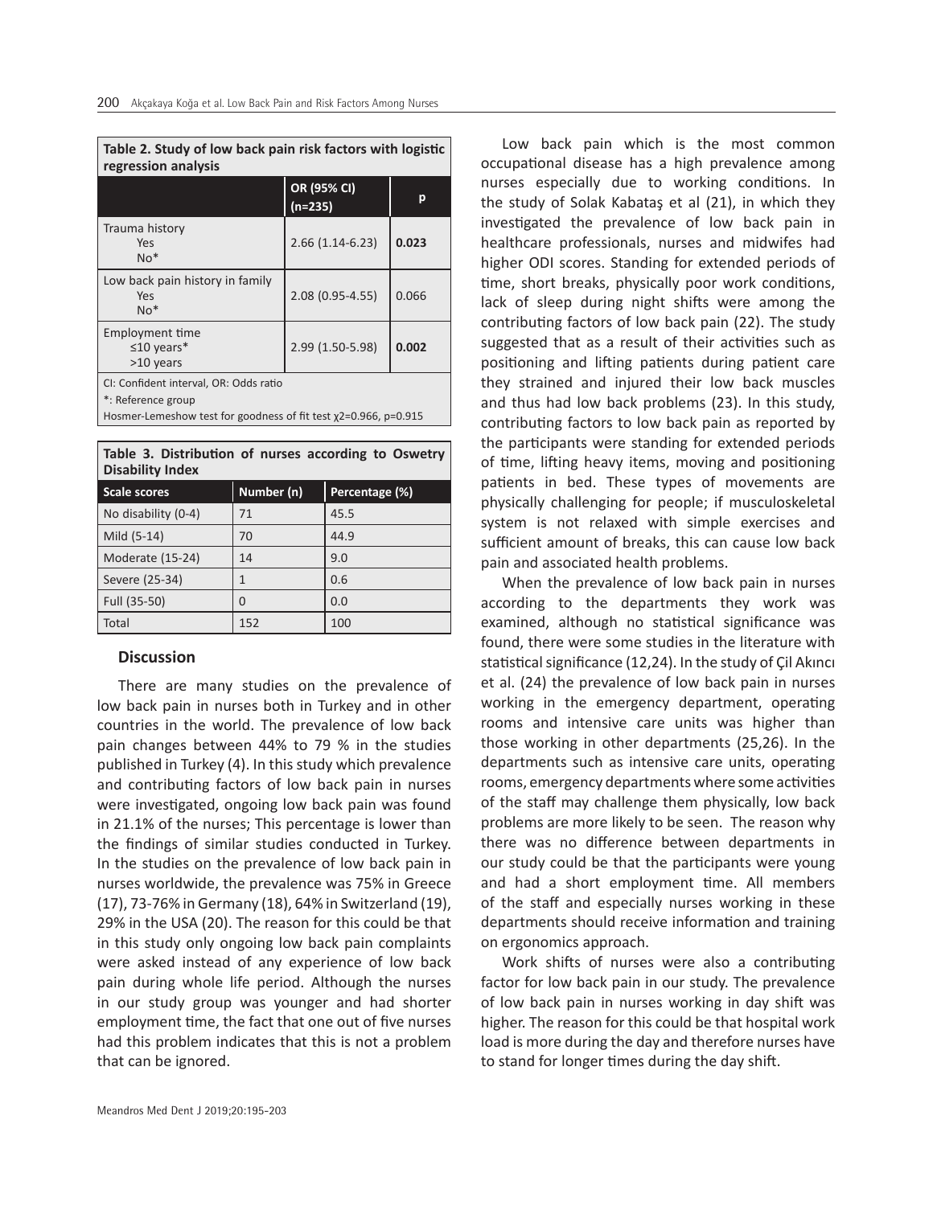**Table 2. Study of low back pain risk factors with logistic regression analysis**

| | OR (95% CI) (n=235) | p |
|---|---|---|
| Trauma history<br>Yes<br>No* | 2.66 (1.14-6.23) | **0.023** |
| Low back pain history in family<br>Yes<br>No* | 2.08 (0.95-4.55) | 0.066 |
| Employment time<br>≤10 years*<br>>10 years | 2.99 (1.50-5.98) | **0.002** |

CI: Confident interval, OR: Odds ratio
*: Reference group
Hosmer-Lemeshow test for goodness of fit test $\chi 2=0.966$, $p=0.915$

**Table 3. Distribution of nurses according to Oswetry Disability Index**

| Scale scores | Number (n) | Percentage (%) |
|---|---|---|
| No disability (0-4) | 71 | 45.5 |
| Mild (5-14) | 70 | 44.9 |
| Moderate (15-24) | 14 | 9.0 |
| Severe (25-34) | 1 | 0.6 |
| Full (35-50) | 0 | 0.0 |
| Total | 152 | 100 |

## Discussion

There are many studies on the prevalence of low back pain in nurses both in Turkey and in other countries in the world. The prevalence of low back pain changes between 44% to 79 % in the studies published in Turkey (4). In this study which prevalence and contributing factors of low back pain in nurses were investigated, ongoing low back pain was found in 21.1% of the nurses; This percentage is lower than the findings of similar studies conducted in Turkey. In the studies on the prevalence of low back pain in nurses worldwide, the prevalence was 75% in Greece (17), 73-76% in Germany (18), 64% in Switzerland (19), 29% in the USA (20). The reason for this could be that in this study only ongoing low back pain complaints were asked instead of any experience of low back pain during whole life period. Although the nurses in our study group was younger and had shorter employment time, the fact that one out of five nurses had this problem indicates that this is not a problem that can be ignored.

Low back pain which is the most common occupational disease has a high prevalence among nurses especially due to working conditions. In the study of Solak Kabataş et al (21), in which they investigated the prevalence of low back pain in healthcare professionals, nurses and midwifes had higher ODI scores. Standing for extended periods of time, short breaks, physically poor work conditions, lack of sleep during night shifts were among the contributing factors of low back pain (22). The study suggested that as a result of their activities such as positioning and lifting patients during patient care they strained and injured their low back muscles and thus had low back problems (23). In this study, contributing factors to low back pain as reported by the participants were standing for extended periods of time, lifting heavy items, moving and positioning patients in bed. These types of movements are physically challenging for people; if musculoskeletal system is not relaxed with simple exercises and sufficient amount of breaks, this can cause low back pain and associated health problems.

When the prevalence of low back pain in nurses according to the departments they work was examined, although no statistical significance was found, there were some studies in the literature with statistical significance (12,24). In the study of Çil Akıncı et al. (24) the prevalence of low back pain in nurses working in the emergency department, operating rooms and intensive care units was higher than those working in other departments (25,26). In the departments such as intensive care units, operating rooms, emergency departments where some activities of the staff may challenge them physically, low back problems are more likely to be seen. The reason why there was no difference between departments in our study could be that the participants were young and had a short employment time. All members of the staff and especially nurses working in these departments should receive information and training on ergonomics approach.

Work shifts of nurses were also a contributing factor for low back pain in our study. The prevalence of low back pain in nurses working in day shift was higher. The reason for this could be that hospital work load is more during the day and therefore nurses have to stand for longer times during the day shift.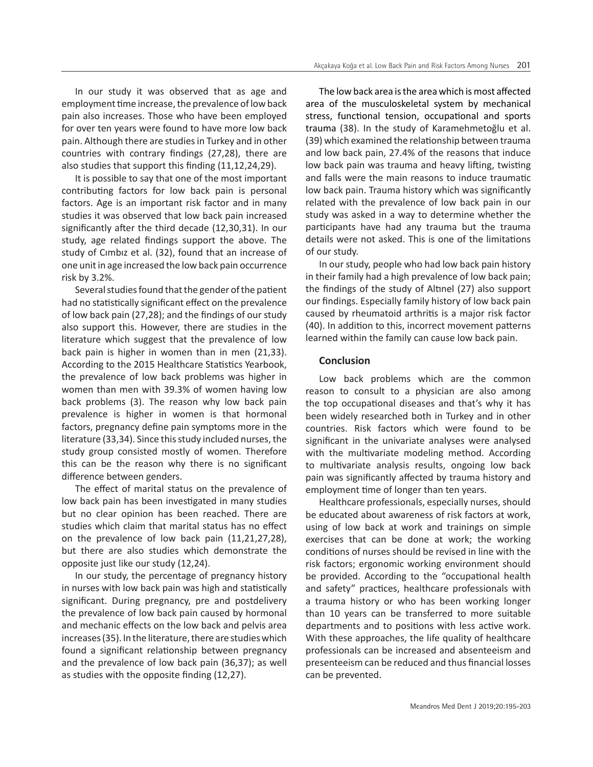In our study it was observed that as age and employment time increase, the prevalence of low back pain also increases. Those who have been employed for over ten years were found to have more low back pain. Although there are studies in Turkey and in other countries with contrary findings (27,28), there are also studies that support this finding (11,12,24,29).

It is possible to say that one of the most important contributing factors for low back pain is personal factors. Age is an important risk factor and in many studies it was observed that low back pain increased significantly after the third decade (12,30,31). In our study, age related findings support the above. The study of Cımbız et al. (32), found that an increase of one unit in age increased the low back pain occurrence risk by 3.2%.

Several studies found that the gender of the patient had no statistically significant effect on the prevalence of low back pain (27,28); and the findings of our study also support this. However, there are studies in the literature which suggest that the prevalence of low back pain is higher in women than in men (21,33). According to the 2015 Healthcare Statistics Yearbook, the prevalence of low back problems was higher in women than men with 39.3% of women having low back problems (3). The reason why low back pain prevalence is higher in women is that hormonal factors, pregnancy define pain symptoms more in the literature (33,34). Since this study included nurses, the study group consisted mostly of women. Therefore this can be the reason why there is no significant difference between genders.

The effect of marital status on the prevalence of low back pain has been investigated in many studies but no clear opinion has been reached. There are studies which claim that marital status has no effect on the prevalence of low back pain (11,21,27,28), but there are also studies which demonstrate the opposite just like our study (12,24).

In our study, the percentage of pregnancy history in nurses with low back pain was high and statistically significant. During pregnancy, pre and postdelivery the prevalence of low back pain caused by hormonal and mechanic effects on the low back and pelvis area increases (35). In the literature, there are studies which found a significant relationship between pregnancy and the prevalence of low back pain (36,37); as well as studies with the opposite finding (12,27).

The low back area is the area which is most affected area of the musculoskeletal system by mechanical stress, functional tension, occupational and sports trauma (38). In the study of Karamehmetoğlu et al. (39) which examined the relationship between trauma and low back pain, 27.4% of the reasons that induce low back pain was trauma and heavy lifting, twisting and falls were the main reasons to induce traumatic low back pain. Trauma history which was significantly related with the prevalence of low back pain in our study was asked in a way to determine whether the participants have had any trauma but the trauma details were not asked. This is one of the limitations of our study.

In our study, people who had low back pain history in their family had a high prevalence of low back pain; the findings of the study of Altınel (27) also support our findings. Especially family history of low back pain caused by rheumatoid arthritis is a major risk factor (40). In addition to this, incorrect movement patterns learned within the family can cause low back pain.

## Conclusion

Low back problems which are the common reason to consult to a physician are also among the top occupational diseases and that's why it has been widely researched both in Turkey and in other countries. Risk factors which were found to be significant in the univariate analyses were analysed with the multivariate modeling method. According to multivariate analysis results, ongoing low back pain was significantly affected by trauma history and employment time of longer than ten years.

Healthcare professionals, especially nurses, should be educated about awareness of risk factors at work, using of low back at work and trainings on simple exercises that can be done at work; the working conditions of nurses should be revised in line with the risk factors; ergonomic working environment should be provided. According to the "occupational health and safety" practices, healthcare professionals with a trauma history or who has been working longer than 10 years can be transferred to more suitable departments and to positions with less active work. With these approaches, the life quality of healthcare professionals can be increased and absenteeism and presenteeism can be reduced and thus financial losses can be prevented.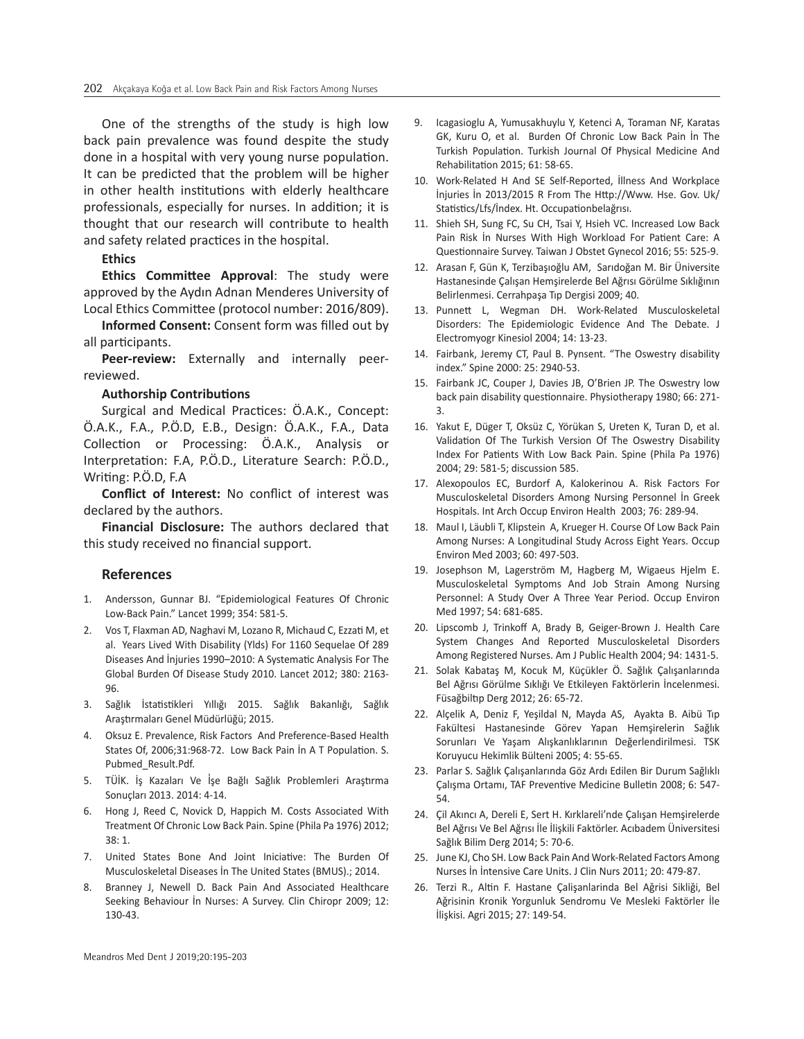One of the strengths of the study is high low back pain prevalence was found despite the study done in a hospital with very young nurse population. It can be predicted that the problem will be higher in other health institutions with elderly healthcare professionals, especially for nurses. In addition; it is thought that our research will contribute to health and safety related practices in the hospital.

**Ethics**

**Ethics Committee Approval**: The study were approved by the Aydın Adnan Menderes University of Local Ethics Committee (protocol number: 2016/809).

**Informed Consent:** Consent form was filled out by all participants.

**Peer-review:** Externally and internally peer-reviewed.

**Authorship Contributions**

Surgical and Medical Practices: Ö.A.K., Concept: Ö.A.K., F.A., P.Ö.D, E.B., Design: Ö.A.K., F.A., Data Collection or Processing: Ö.A.K., Analysis or Interpretation: F.A, P.Ö.D., Literature Search: P.Ö.D., Writing: P.Ö.D, F.A

**Conflict of Interest:** No conflict of interest was declared by the authors.

**Financial Disclosure:** The authors declared that this study received no financial support.

## References

1. Andersson, Gunnar BJ. "Epidemiological Features Of Chronic Low-Back Pain." Lancet 1999; 354: 581-5.
2. Vos T, Flaxman AD, Naghavi M, Lozano R, Michaud C, Ezzati M, et al. Years Lived With Disability (Ylds) For 1160 Sequelae Of 289 Diseases And İnjuries 1990–2010: A Systematic Analysis For The Global Burden Of Disease Study 2010. Lancet 2012; 380: 2163-96.
3. Sağlık İstatistikleri Yıllığı 2015. Sağlık Bakanlığı, Sağlık Araştırmaları Genel Müdürlüğü; 2015.
4. Oksuz E. Prevalence, Risk Factors And Preference-Based Health States Of, 2006;31:968-72. Low Back Pain İn A T Population. S. Pubmed_Result.Pdf.
5. TÜİK. İş Kazaları Ve İşe Bağlı Sağlık Problemleri Araştırma Sonuçları 2013. 2014: 4-14.
6. Hong J, Reed C, Novick D, Happich M. Costs Associated With Treatment Of Chronic Low Back Pain. Spine (Phila Pa 1976) 2012; 38: 1.
7. United States Bone And Joint Iniciative: The Burden Of Musculoskeletal Diseases İn The United States (BMUS).; 2014.
8. Branney J, Newell D. Back Pain And Associated Healthcare Seeking Behaviour İn Nurses: A Survey. Clin Chiropr 2009; 12: 130-43.
9. Icagasioglu A, Yumusakhuylu Y, Ketenci A, Toraman NF, Karatas GK, Kuru O, et al. Burden Of Chronic Low Back Pain İn The Turkish Population. Turkish Journal Of Physical Medicine And Rehabilitation 2015; 61: 58-65.
10. Work-Related H And SE Self-Reported, İllness And Workplace İnjuries İn 2013/2015 R From The Http://Www. Hse. Gov. Uk/ Statistics/Lfs/İndex. Ht. Occupationbelağrısı.
11. Shieh SH, Sung FC, Su CH, Tsai Y, Hsieh VC. Increased Low Back Pain Risk İn Nurses With High Workload For Patient Care: A Questionnaire Survey. Taiwan J Obstet Gynecol 2016; 55: 525-9.
12. Arasan F, Gün K, Terzibaşıoğlu AM, Sarıdoğan M. Bir Üniversite Hastanesinde Çalışan Hemşirelerde Bel Ağrısı Görülme Sıklığının Belirlenmesi. Cerrahpaşa Tıp Dergisi 2009; 40.
13. Punnett L, Wegman DH. Work-Related Musculoskeletal Disorders: The Epidemiologic Evidence And The Debate. J Electromyogr Kinesiol 2004; 14: 13-23.
14. Fairbank, Jeremy CT, Paul B. Pynsent. "The Oswestry disability index." Spine 2000: 25: 2940-53.
15. Fairbank JC, Couper J, Davies JB, O'Brien JP. The Oswestry low back pain disability questionnaire. Physiotherapy 1980; 66: 271-3.
16. Yakut E, Düger T, Oksüz C, Yörükan S, Ureten K, Turan D, et al. Validation Of The Turkish Version Of The Oswestry Disability Index For Patients With Low Back Pain. Spine (Phila Pa 1976) 2004; 29: 581-5; discussion 585.
17. Alexopoulos EC, Burdorf A, Kalokerinou A. Risk Factors For Musculoskeletal Disorders Among Nursing Personnel İn Greek Hospitals. Int Arch Occup Environ Health 2003; 76: 289-94.
18. Maul I, Läubli T, Klipstein A, Krueger H. Course Of Low Back Pain Among Nurses: A Longitudinal Study Across Eight Years. Occup Environ Med 2003; 60: 497-503.
19. Josephson M, Lagerström M, Hagberg M, Wigaeus Hjelm E. Musculoskeletal Symptoms And Job Strain Among Nursing Personnel: A Study Over A Three Year Period. Occup Environ Med 1997; 54: 681-685.
20. Lipscomb J, Trinkoff A, Brady B, Geiger-Brown J. Health Care System Changes And Reported Musculoskeletal Disorders Among Registered Nurses. Am J Public Health 2004; 94: 1431-5.
21. Solak Kabataş M, Kocuk M, Küçükler Ö. Sağlık Çalışanlarında Bel Ağrısı Görülme Sıklığı Ve Etkileyen Faktörlerin İncelenmesi. Füsağbiltıp Derg 2012; 26: 65-72.
22. Alçelik A, Deniz F, Yeşildal N, Mayda AS, Ayakta B. Aibü Tıp Fakültesi Hastanesinde Görev Yapan Hemşirelerin Sağlık Sorunları Ve Yaşam Alışkanlıklarının Değerlendirilmesi. TSK Koruyucu Hekimlik Bülteni 2005; 4: 55-65.
23. Parlar S. Sağlık Çalışanlarında Göz Ardı Edilen Bir Durum Sağlıklı Çalışma Ortamı, TAF Preventive Medicine Bulletin 2008; 6: 547-54.
24. Çil Akıncı A, Dereli E, Sert H. Kırklareli'nde Çalışan Hemşirelerde Bel Ağrısı Ve Bel Ağrısı İle İlişkili Faktörler. Acıbadem Üniversitesi Sağlık Bilim Derg 2014; 5: 70-6.
25. June KJ, Cho SH. Low Back Pain And Work-Related Factors Among Nurses İn İntensive Care Units. J Clin Nurs 2011; 20: 479-87.
26. Terzi R., Altin F. Hastane Çalişanlarinda Bel Ağrisi Sikliği, Bel Ağrisinin Kronik Yorgunluk Sendromu Ve Mesleki Faktörler İle İlişkisi. Agri 2015; 27: 149-54.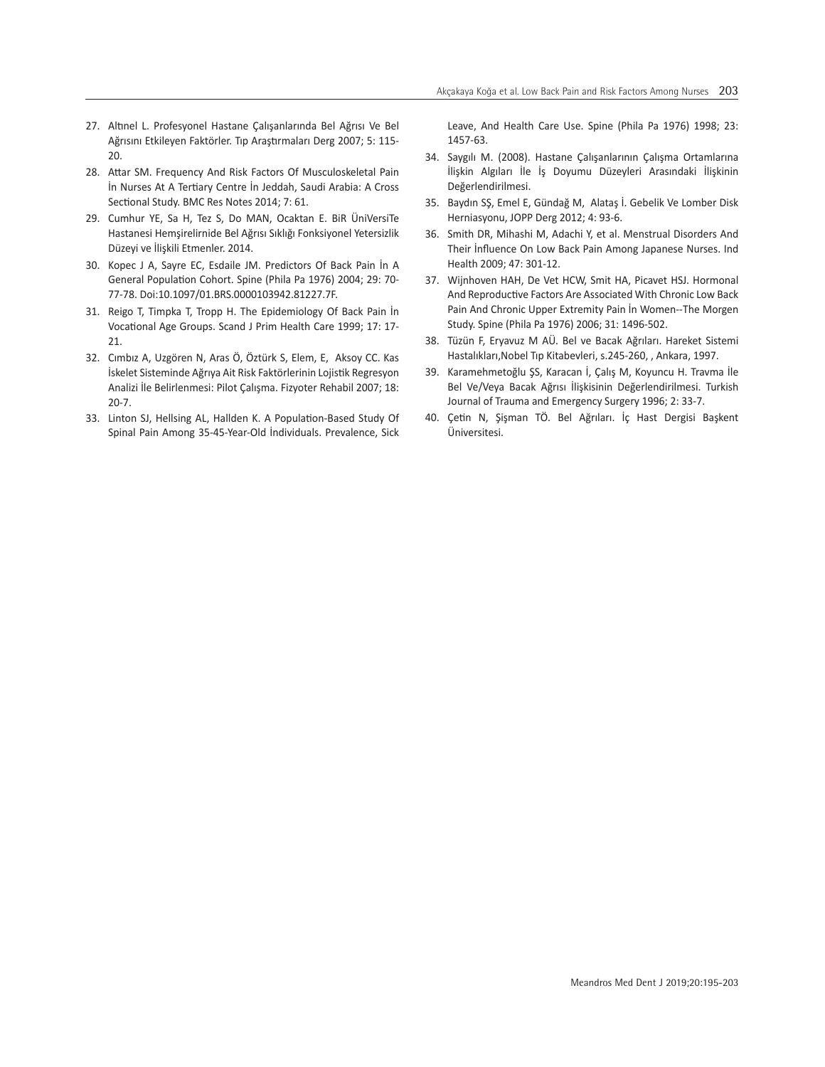27. Altınel L. Profesyonel Hastane Çalışanlarında Bel Ağrısı Ve Bel Ağrısını Etkileyen Faktörler. Tıp Araştırmaları Derg 2007; 5: 115-20.
28. Attar SM. Frequency And Risk Factors Of Musculoskeletal Pain İn Nurses At A Tertiary Centre İn Jeddah, Saudi Arabia: A Cross Sectional Study. BMC Res Notes 2014; 7: 61.
29. Cumhur YE, Sa H, Tez S, Do MAN, Ocaktan E. BiR ÜniVersiTe Hastanesi Hemşirelirnide Bel Ağrısı Sıklığı Fonksiyonel Yetersizlik Düzeyi ve İlişkili Etmenler. 2014.
30. Kopec J A, Sayre EC, Esdaile JM. Predictors Of Back Pain İn A General Population Cohort. Spine (Phila Pa 1976) 2004; 29: 70-77-78. Doi:10.1097/01.BRS.0000103942.81227.7F.
31. Reigo T, Timpka T, Tropp H. The Epidemiology Of Back Pain İn Vocational Age Groups. Scand J Prim Health Care 1999; 17: 17-21.
32. Cımbız A, Uzgören N, Aras Ö, Öztürk S, Elem, E, Aksoy CC. Kas İskelet Sisteminde Ağrıya Ait Risk Faktörlerinin Lojistik Regresyon Analizi İle Belirlenmesi: Pilot Çalışma. Fizyoter Rehabil 2007; 18: 20-7.
33. Linton SJ, Hellsing AL, Hallden K. A Population-Based Study Of Spinal Pain Among 35-45-Year-Old İndividuals. Prevalence, Sick Leave, And Health Care Use. Spine (Phila Pa 1976) 1998; 23: 1457-63.
34. Saygılı M. (2008). Hastane Çalışanlarının Çalışma Ortamlarına İlişkin Algıları İle İş Doyumu Düzeyleri Arasındaki İlişkinin Değerlendirilmesi.
35. Baydın SŞ, Emel E, Gündağ M, Alataş İ. Gebelik Ve Lomber Disk Herniasyonu, JOPP Derg 2012; 4: 93-6.
36. Smith DR, Mihashi M, Adachi Y, et al. Menstrual Disorders And Their İnfluence On Low Back Pain Among Japanese Nurses. Ind Health 2009; 47: 301-12.
37. Wijnhoven HAH, De Vet HCW, Smit HA, Picavet HSJ. Hormonal And Reproductive Factors Are Associated With Chronic Low Back Pain And Chronic Upper Extremity Pain İn Women--The Morgen Study. Spine (Phila Pa 1976) 2006; 31: 1496-502.
38. Tüzün F, Eryavuz M AÜ. Bel ve Bacak Ağrıları. Hareket Sistemi Hastalıkları,Nobel Tıp Kitabevleri, s.245-260, , Ankara, 1997.
39. Karamehmetoğlu ŞS, Karacan İ, Çalış M, Koyuncu H. Travma İle Bel Ve/Veya Bacak Ağrısı İlişkisinin Değerlendirilmesi. Turkish Journal of Trauma and Emergency Surgery 1996; 2: 33-7.
40. Çetin N, Şişman TÖ. Bel Ağrıları. İç Hast Dergisi Başkent Üniversitesi.